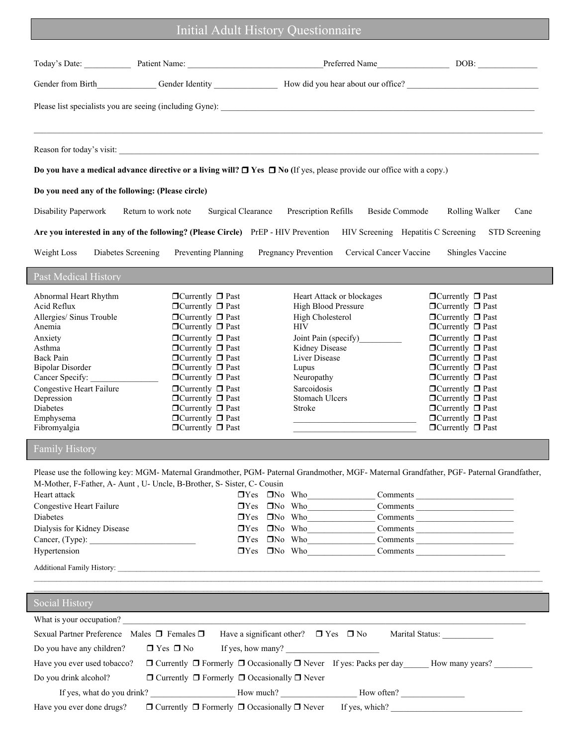# Initial Adult History Questionnaire

Today's Date: ___________ Patient Name: ________________________________Preferred Name_________________ DOB: ______________

Gender from Birth______________ Gender Identity _______________ How did you hear about our office? _______________________________

Please list specialists you are seeing (including Gyne): ________________________________________________________________________________

________________________________________________________________________________________________________________________

Reason for today's visit: ____________________________________________________________________________________________________

**Do you have a medical advance directive or a living will? ❐ Yes ❐ No (**If yes, please provide our office with a copy.)

**Do you need any of the following: (Please circle)**

Disability Paperwork   Return to work note   Surgical Clearance   Prescription Refills   Beside Commode   Rolling Walker   Cane

**Are you interested in any of the following? (Please Circle)** PrEP - HIV Prevention   HIV Screening   Hepatitis C Screening   STD Screening

Weight Loss   Diabetes Screening   Preventing Planning   Pregnancy Prevention   Cervical Cancer Vaccine   Shingles Vaccine

## Past Medical History

| Condition | Status | Condition | Status |
|---|---|---|---|
| Abnormal Heart Rhythm | ❐Currently ❐ Past | Heart Attack or blockages | ❐Currently ❐ Past |
| Acid Reflux | ❐Currently ❐ Past | High Blood Pressure | ❐Currently ❐ Past |
| Allergies/ Sinus Trouble | ❐Currently ❐ Past | High Cholesterol | ❐Currently ❐ Past |
| Anemia | ❐Currently ❐ Past | HIV | ❐Currently ❐ Past |
| Anxiety | ❐Currently ❐ Past | Joint Pain (specify)__________ | ❐Currently ❐ Past |
| Asthma | ❐Currently ❐ Past | Kidney Disease | ❐Currently ❐ Past |
| Back Pain | ❐Currently ❐ Past | Liver Disease | ❐Currently ❐ Past |
| Bipolar Disorder | ❐Currently ❐ Past | Lupus | ❐Currently ❐ Past |
| Cancer Specify: ________________ | ❐Currently ❐ Past | Neuropathy | ❐Currently ❐ Past |
| Congestive Heart Failure | ❐Currently ❐ Past | Sarcoidosis | ❐Currently ❐ Past |
| Depression | ❐Currently ❐ Past | Stomach Ulcers | ❐Currently ❐ Past |
| Diabetes | ❐Currently ❐ Past | Stroke | ❐Currently ❐ Past |
| Emphysema | ❐Currently ❐ Past | _____________________________ | ❐Currently ❐ Past |
| Fibromyalgia | ❐Currently ❐ Past | _____________________________ | ❐Currently ❐ Past |

## Family History

Please use the following key: MGM- Maternal Grandmother, PGM- Paternal Grandmother, MGF- Maternal Grandfather, PGF- Paternal Grandfather, M-Mother, F-Father, A- Aunt , U- Uncle, B-Brother, S- Sister, C- Cousin

| Condition | Yes/No | Who | Comments |
|---|---|---|---|
| Heart attack | ❐Yes ❐No | Who________________ | Comments ________________________ |
| Congestive Heart Failure | ❐Yes ❐No | Who________________ | Comments ________________________ |
| Diabetes | ❐Yes ❐No | Who________________ | Comments ________________________ |
| Dialysis for Kidney Disease | ❐Yes ❐No | Who________________ | Comments ________________________ |
| Cancer, (Type): _________________________ | ❐Yes ❐No | Who________________ | Comments ________________________ |
| Hypertension | ❐Yes ❐No | Who________________ | Comments ______________________ |

Additional Family History: ________________________________________________________________________________________________________

________________________________________________________________________________________________________________________

________________________________________________________________________________________________________________________

## Social History

What is your occupation? ____________________________________________________________________________________________

Sexual Partner Preference Males ❐ Females ❐   Have a significant other? ❐ Yes ❐ No   Marital Status: ____________

Do you have any children? ❐ Yes ❐ No   If yes, how many? ______________________

Have you ever used tobacco? ❐ Currently ❐ Formerly ❐ Occasionally ❐ Never   If yes: Packs per day______ How many years? _________

Do you drink alcohol? ❐ Currently ❐ Formerly ❐ Occasionally ❐ Never

If yes, what do you drink? ____________________ How much? _________________ How often? _______________

Have you ever done drugs? ❐ Currently ❐ Formerly ❐ Occasionally ❐ Never   If yes, which? ________________________________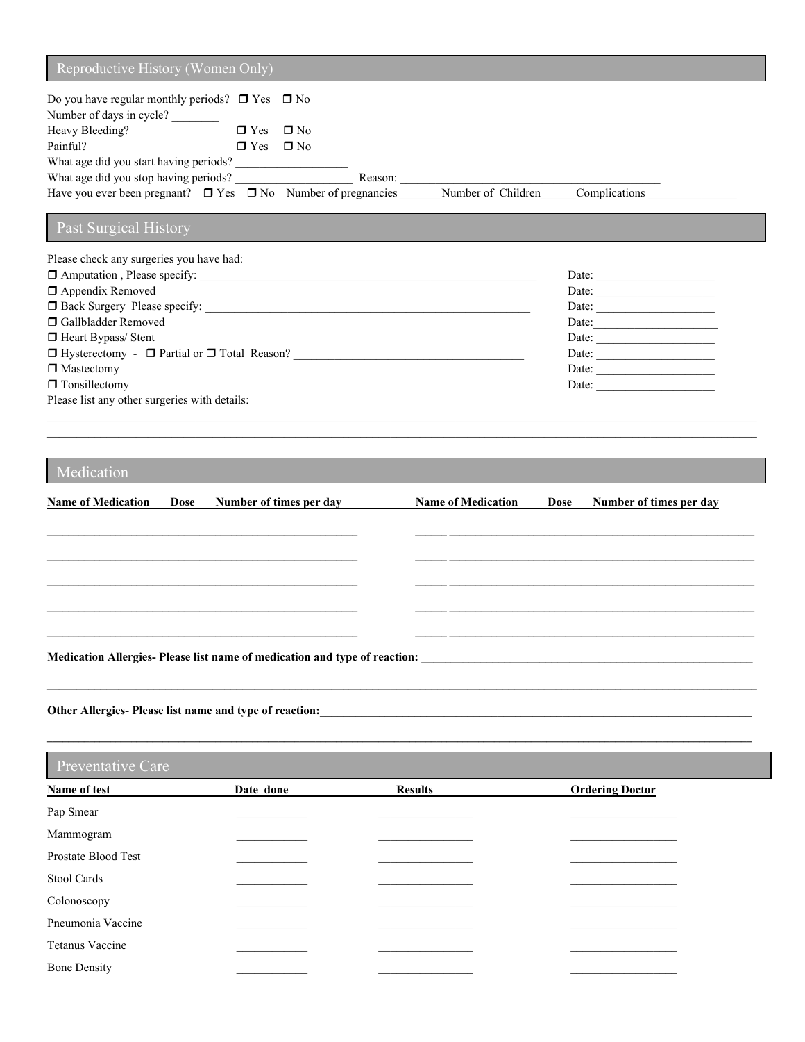## Reproductive History (Women Only)

Do you have regular monthly periods? ❒ Yes ❒ No
Number of days in cycle? ________
Heavy Bleeding? ❒ Yes ❒ No
Painful? ❒ Yes ❒ No
What age did you start having periods? ___________________
What age did you stop having periods? ____________________ Reason: ____________________________________________
Have you ever been pregnant? ❒ Yes ❒ No Number of pregnancies _______ Number of Children______ Complications _______________

## Past Surgical History

Please check any surgeries you have had:

❒ Amputation , Please specify: ____________________________________________ Date: ____________________
❒ Appendix Removed Date: ____________________
❒ Back Surgery Please specify: ____________________________________________ Date: ____________________
❒ Gallbladder Removed Date: ____________________
❒ Heart Bypass/ Stent Date: ____________________
❒ Hysterectomy - ❒ Partial or ❒ Total Reason? ______________________________ Date: ____________________
❒ Mastectomy Date: ____________________
❒ Tonsillectomy Date: ____________________

Please list any other surgeries with details:

______________________________________________________________________________________________

______________________________________________________________________________________________

## Medication

| Name of Medication | Dose | Number of times per day | Name of Medication | Dose | Number of times per day |
|---|---|---|---|---|---|
| | | | | | |
| | | | | | |
| | | | | | |
| | | | | | |
| | | | | | |

**Medication Allergies- Please list name of medication and type of reaction:** ______________________________

______________________________________________________________________________________________

**Other Allergies- Please list name and type of reaction:** ______________________________

______________________________________________________________________________________________

## Preventative Care

| Name of test | Date done | Results | Ordering Doctor |
|---|---|---|---|
| Pap Smear | | | |
| Mammogram | | | |
| Prostate Blood Test | | | |
| Stool Cards | | | |
| Colonoscopy | | | |
| Pneumonia Vaccine | | | |
| Tetanus Vaccine | | | |
| Bone Density | | | |